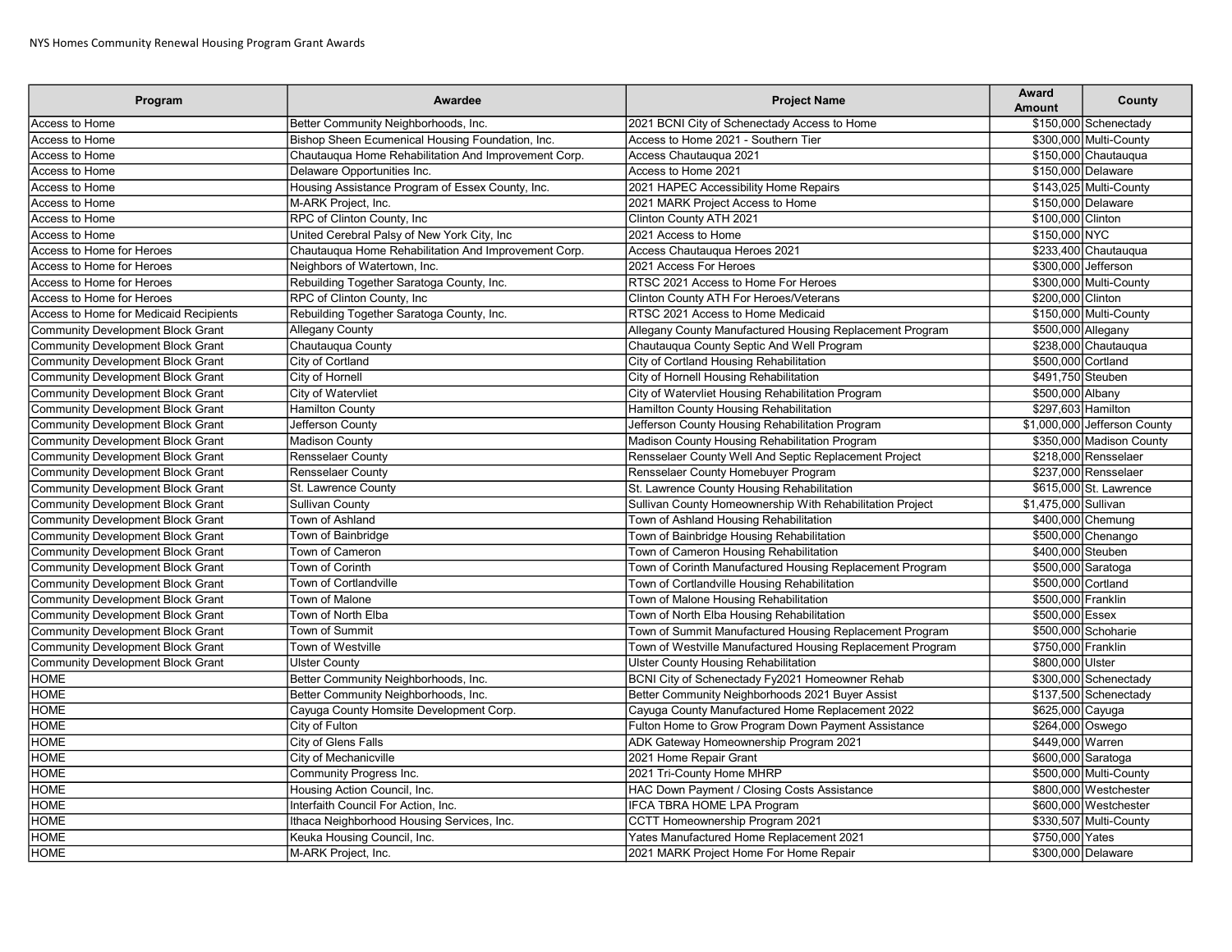NYS Homes Community Renewal Housing Program Grant Awards

| Program | Awardee | Project Name | Award Amount | County |
|---|---|---|---|---|
| Access to Home | Better Community Neighborhoods, Inc. | 2021 BCNI City of Schenectady Access to Home | $150,000 | Schenectady |
| Access to Home | Bishop Sheen Ecumenical Housing Foundation, Inc. | Access to Home 2021 - Southern Tier | $300,000 | Multi-County |
| Access to Home | Chautauqua Home Rehabilitation And Improvement Corp. | Access Chautauqua 2021 | $150,000 | Chautauqua |
| Access to Home | Delaware Opportunities Inc. | Access to Home 2021 | $150,000 | Delaware |
| Access to Home | Housing Assistance Program of Essex County, Inc. | 2021 HAPEC Accessibility Home Repairs | $143,025 | Multi-County |
| Access to Home | M-ARK Project, Inc. | 2021 MARK Project Access to Home | $150,000 | Delaware |
| Access to Home | RPC of Clinton County, Inc | Clinton County ATH 2021 | $100,000 | Clinton |
| Access to Home | United Cerebral Palsy of New York City, Inc | 2021 Access to Home | $150,000 | NYC |
| Access to Home for Heroes | Chautauqua Home Rehabilitation And Improvement Corp. | Access Chautauqua Heroes 2021 | $233,400 | Chautauqua |
| Access to Home for Heroes | Neighbors of Watertown, Inc. | 2021 Access For Heroes | $300,000 | Jefferson |
| Access to Home for Heroes | Rebuilding Together Saratoga County, Inc. | RTSC 2021 Access to Home For Heroes | $300,000 | Multi-County |
| Access to Home for Heroes | RPC of Clinton County, Inc | Clinton County ATH For Heroes/Veterans | $200,000 | Clinton |
| Access to Home for Medicaid Recipients | Rebuilding Together Saratoga County, Inc. | RTSC 2021 Access to Home Medicaid | $150,000 | Multi-County |
| Community Development Block Grant | Allegany County | Allegany County Manufactured Housing Replacement Program | $500,000 | Allegany |
| Community Development Block Grant | Chautauqua County | Chautauqua County Septic And Well Program | $238,000 | Chautauqua |
| Community Development Block Grant | City of Cortland | City of Cortland Housing Rehabilitation | $500,000 | Cortland |
| Community Development Block Grant | City of Hornell | City of Hornell Housing Rehabilitation | $491,750 | Steuben |
| Community Development Block Grant | City of Watervliet | City of Watervliet Housing Rehabilitation Program | $500,000 | Albany |
| Community Development Block Grant | Hamilton County | Hamilton County Housing Rehabilitation | $297,603 | Hamilton |
| Community Development Block Grant | Jefferson County | Jefferson County Housing Rehabilitation Program | $1,000,000 | Jefferson County |
| Community Development Block Grant | Madison County | Madison County Housing Rehabilitation Program | $350,000 | Madison County |
| Community Development Block Grant | Rensselaer County | Rensselaer County Well And Septic Replacement Project | $218,000 | Rensselaer |
| Community Development Block Grant | Rensselaer County | Rensselaer County Homebuyer Program | $237,000 | Rensselaer |
| Community Development Block Grant | St. Lawrence County | St. Lawrence County Housing Rehabilitation | $615,000 | St. Lawrence |
| Community Development Block Grant | Sullivan County | Sullivan County Homeownership With Rehabilitation Project | $1,475,000 | Sullivan |
| Community Development Block Grant | Town of Ashland | Town of Ashland Housing Rehabilitation | $400,000 | Chemung |
| Community Development Block Grant | Town of Bainbridge | Town of Bainbridge Housing Rehabilitation | $500,000 | Chenango |
| Community Development Block Grant | Town of Cameron | Town of Cameron Housing Rehabilitation | $400,000 | Steuben |
| Community Development Block Grant | Town of Corinth | Town of Corinth Manufactured Housing Replacement Program | $500,000 | Saratoga |
| Community Development Block Grant | Town of Cortlandville | Town of Cortlandville Housing Rehabilitation | $500,000 | Cortland |
| Community Development Block Grant | Town of Malone | Town of Malone Housing Rehabilitation | $500,000 | Franklin |
| Community Development Block Grant | Town of North Elba | Town of North Elba Housing Rehabilitation | $500,000 | Essex |
| Community Development Block Grant | Town of Summit | Town of Summit Manufactured Housing Replacement Program | $500,000 | Schoharie |
| Community Development Block Grant | Town of Westville | Town of Westville Manufactured Housing Replacement Program | $750,000 | Franklin |
| Community Development Block Grant | Ulster County | Ulster County Housing Rehabilitation | $800,000 | Ulster |
| HOME | Better Community Neighborhoods, Inc. | BCNI City of Schenectady Fy2021 Homeowner Rehab | $300,000 | Schenectady |
| HOME | Better Community Neighborhoods, Inc. | Better Community Neighborhoods 2021 Buyer Assist | $137,500 | Schenectady |
| HOME | Cayuga County Homsite Development Corp. | Cayuga County Manufactured Home Replacement 2022 | $625,000 | Cayuga |
| HOME | City of Fulton | Fulton Home to Grow Program Down Payment Assistance | $264,000 | Oswego |
| HOME | City of Glens Falls | ADK Gateway Homeownership Program 2021 | $449,000 | Warren |
| HOME | City of Mechanicville | 2021 Home Repair Grant | $600,000 | Saratoga |
| HOME | Community Progress Inc. | 2021 Tri-County Home MHRP | $500,000 | Multi-County |
| HOME | Housing Action Council, Inc. | HAC Down Payment / Closing Costs Assistance | $800,000 | Westchester |
| HOME | Interfaith Council For Action, Inc. | IFCA TBRA HOME LPA Program | $600,000 | Westchester |
| HOME | Ithaca Neighborhood Housing Services, Inc. | CCTT Homeownership Program 2021 | $330,507 | Multi-County |
| HOME | Keuka Housing Council, Inc. | Yates Manufactured Home Replacement 2021 | $750,000 | Yates |
| HOME | M-ARK Project, Inc. | 2021 MARK Project Home For Home Repair | $300,000 | Delaware |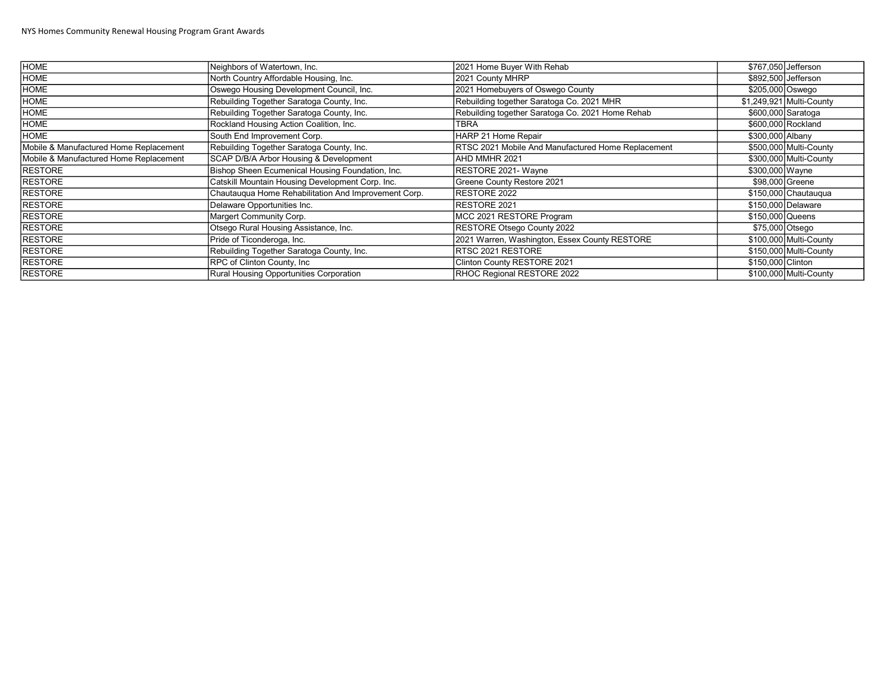| | | | | |
|---|---|---|---|---|
| HOME | Neighbors of Watertown, Inc. | 2021 Home Buyer With Rehab | $767,050 | Jefferson |
| HOME | North Country Affordable Housing, Inc. | 2021 County MHRP | $892,500 | Jefferson |
| HOME | Oswego Housing Development Council, Inc. | 2021 Homebuyers of Oswego County | $205,000 | Oswego |
| HOME | Rebuilding Together Saratoga County, Inc. | Rebuilding together Saratoga Co. 2021 MHR | $1,249,921 | Multi-County |
| HOME | Rebuilding Together Saratoga County, Inc. | Rebuilding together Saratoga Co. 2021 Home Rehab | $600,000 | Saratoga |
| HOME | Rockland Housing Action Coalition, Inc. | TBRA | $600,000 | Rockland |
| HOME | South End Improvement Corp. | HARP 21 Home Repair | $300,000 | Albany |
| Mobile & Manufactured Home Replacement | Rebuilding Together Saratoga County, Inc. | RTSC 2021 Mobile And Manufactured Home Replacement | $500,000 | Multi-County |
| Mobile & Manufactured Home Replacement | SCAP D/B/A Arbor Housing & Development | AHD MMHR 2021 | $300,000 | Multi-County |
| RESTORE | Bishop Sheen Ecumenical Housing Foundation, Inc. | RESTORE 2021- Wayne | $300,000 | Wayne |
| RESTORE | Catskill Mountain Housing Development Corp. Inc. | Greene County Restore 2021 | $98,000 | Greene |
| RESTORE | Chautauqua Home Rehabilitation And Improvement Corp. | RESTORE 2022 | $150,000 | Chautauqua |
| RESTORE | Delaware Opportunities Inc. | RESTORE 2021 | $150,000 | Delaware |
| RESTORE | Margert Community Corp. | MCC 2021 RESTORE Program | $150,000 | Queens |
| RESTORE | Otsego Rural Housing Assistance, Inc. | RESTORE Otsego County 2022 | $75,000 | Otsego |
| RESTORE | Pride of Ticonderoga, Inc. | 2021 Warren, Washington, Essex County RESTORE | $100,000 | Multi-County |
| RESTORE | Rebuilding Together Saratoga County, Inc. | RTSC 2021 RESTORE | $150,000 | Multi-County |
| RESTORE | RPC of Clinton County, Inc | Clinton County RESTORE 2021 | $150,000 | Clinton |
| RESTORE | Rural Housing Opportunities Corporation | RHOC Regional RESTORE 2022 | $100,000 | Multi-County |